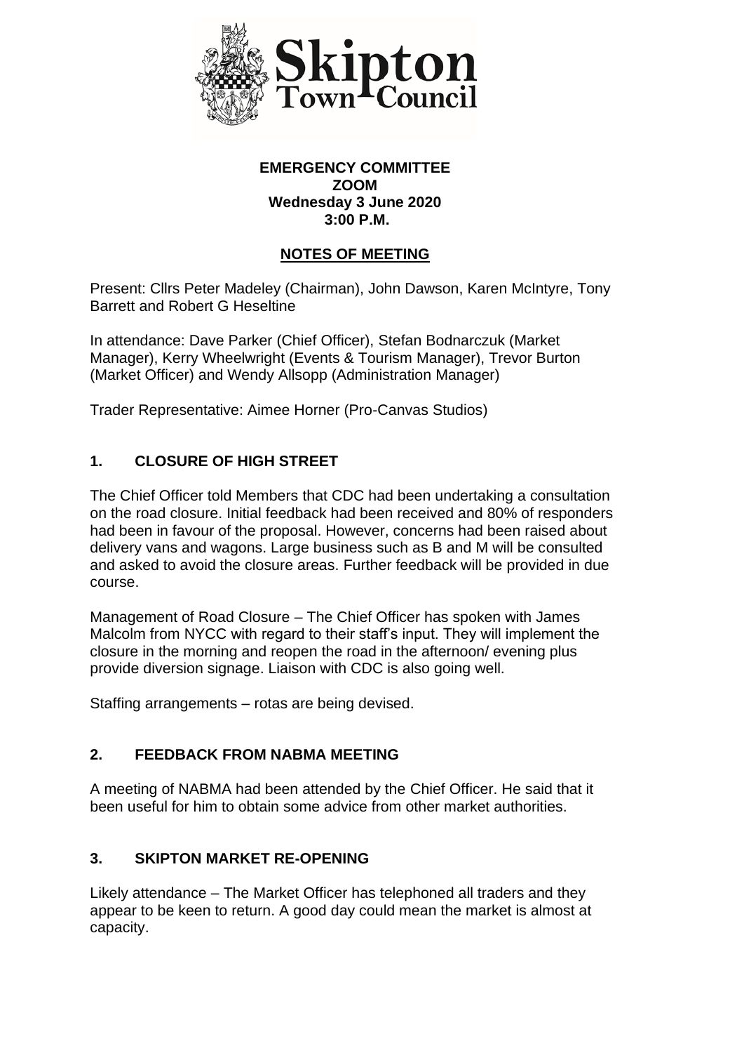**EMERGENCY COMMITTEE**
**ZOOM**
**Wednesday 3 June 2020**
**3:00 P.M.**

## NOTES OF MEETING

Present: Cllrs Peter Madeley (Chairman), John Dawson, Karen McIntyre, Tony Barrett and Robert G Heseltine

In attendance: Dave Parker (Chief Officer), Stefan Bodnarczuk (Market Manager), Kerry Wheelwright (Events & Tourism Manager), Trevor Burton (Market Officer) and Wendy Allsopp (Administration Manager)

Trader Representative: Aimee Horner (Pro-Canvas Studios)

## 1. CLOSURE OF HIGH STREET

The Chief Officer told Members that CDC had been undertaking a consultation on the road closure. Initial feedback had been received and 80% of responders had been in favour of the proposal. However, concerns had been raised about delivery vans and wagons. Large business such as B and M will be consulted and asked to avoid the closure areas. Further feedback will be provided in due course.

Management of Road Closure – The Chief Officer has spoken with James Malcolm from NYCC with regard to their staff's input. They will implement the closure in the morning and reopen the road in the afternoon/ evening plus provide diversion signage. Liaison with CDC is also going well.

Staffing arrangements – rotas are being devised.

## 2. FEEDBACK FROM NABMA MEETING

A meeting of NABMA had been attended by the Chief Officer. He said that it been useful for him to obtain some advice from other market authorities.

## 3. SKIPTON MARKET RE-OPENING

Likely attendance – The Market Officer has telephoned all traders and they appear to be keen to return. A good day could mean the market is almost at capacity.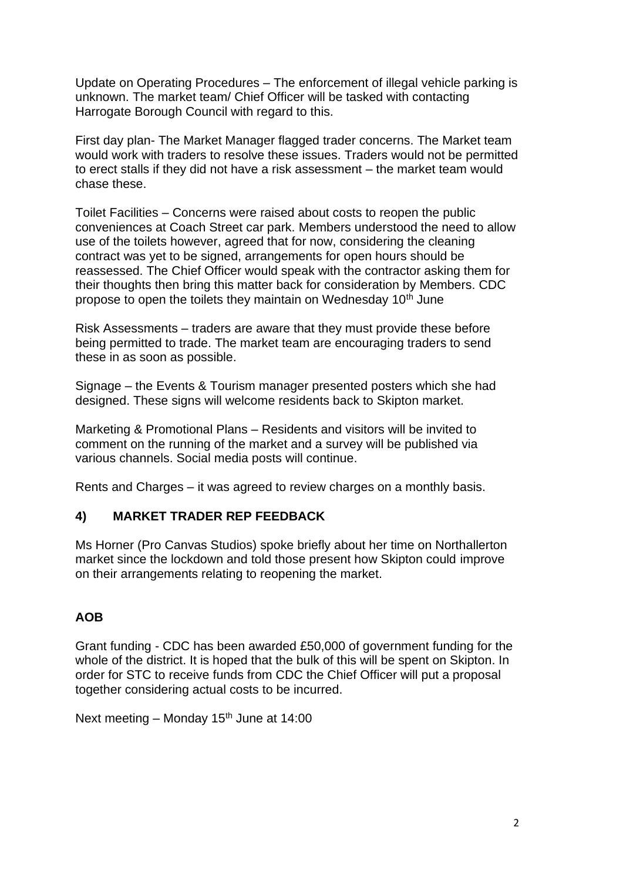Update on Operating Procedures – The enforcement of illegal vehicle parking is unknown. The market team/ Chief Officer will be tasked with contacting Harrogate Borough Council with regard to this.

First day plan- The Market Manager flagged trader concerns. The Market team would work with traders to resolve these issues. Traders would not be permitted to erect stalls if they did not have a risk assessment – the market team would chase these.

Toilet Facilities – Concerns were raised about costs to reopen the public conveniences at Coach Street car park. Members understood the need to allow use of the toilets however, agreed that for now, considering the cleaning contract was yet to be signed, arrangements for open hours should be reassessed. The Chief Officer would speak with the contractor asking them for their thoughts then bring this matter back for consideration by Members. CDC propose to open the toilets they maintain on Wednesday 10th June

Risk Assessments – traders are aware that they must provide these before being permitted to trade. The market team are encouraging traders to send these in as soon as possible.

Signage – the Events & Tourism manager presented posters which she had designed. These signs will welcome residents back to Skipton market.

Marketing & Promotional Plans – Residents and visitors will be invited to comment on the running of the market and a survey will be published via various channels. Social media posts will continue.

Rents and Charges – it was agreed to review charges on a monthly basis.

## 4) MARKET TRADER REP FEEDBACK

Ms Horner (Pro Canvas Studios) spoke briefly about her time on Northallerton market since the lockdown and told those present how Skipton could improve on their arrangements relating to reopening the market.

## AOB

Grant funding - CDC has been awarded £50,000 of government funding for the whole of the district. It is hoped that the bulk of this will be spent on Skipton. In order for STC to receive funds from CDC the Chief Officer will put a proposal together considering actual costs to be incurred.

Next meeting – Monday 15th June at 14:00